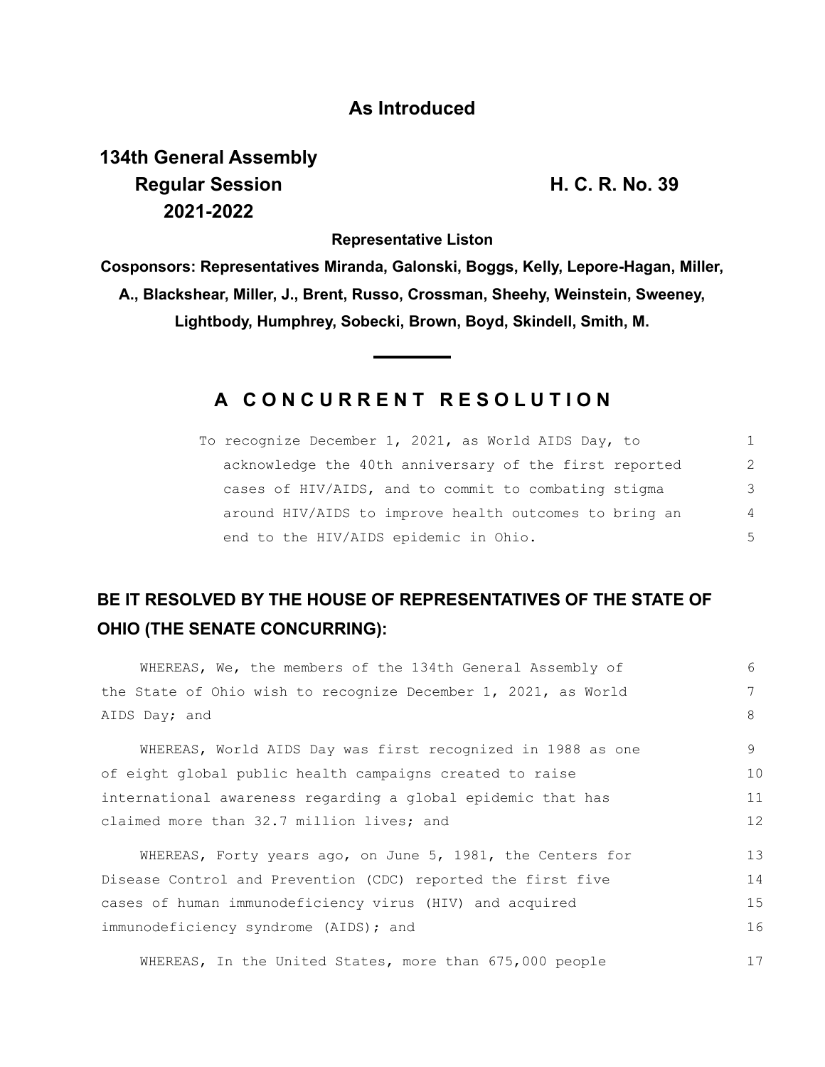## As Introduced

**134th General Assembly**
**Regular Session** **H. C. R. No. 39**
**2021-2022**

**Representative Liston**

**Cosponsors: Representatives Miranda, Galonski, Boggs, Kelly, Lepore-Hagan, Miller, A., Blackshear, Miller, J., Brent, Russo, Crossman, Sheehy, Weinstein, Sweeney, Lightbody, Humphrey, Sobecki, Brown, Boyd, Skindell, Smith, M.**

---

# A CONCURRENT RESOLUTION

To recognize December 1, 2021, as World AIDS Day, to acknowledge the 40th anniversary of the first reported cases of HIV/AIDS, and to commit to combating stigma around HIV/AIDS to improve health outcomes to bring an end to the HIV/AIDS epidemic in Ohio.

## BE IT RESOLVED BY THE HOUSE OF REPRESENTATIVES OF THE STATE OF OHIO (THE SENATE CONCURRING):

WHEREAS, We, the members of the 134th General Assembly of the State of Ohio wish to recognize December 1, 2021, as World AIDS Day; and

WHEREAS, World AIDS Day was first recognized in 1988 as one of eight global public health campaigns created to raise international awareness regarding a global epidemic that has claimed more than 32.7 million lives; and

WHEREAS, Forty years ago, on June 5, 1981, the Centers for Disease Control and Prevention (CDC) reported the first five cases of human immunodeficiency virus (HIV) and acquired immunodeficiency syndrome (AIDS); and

WHEREAS, In the United States, more than 675,000 people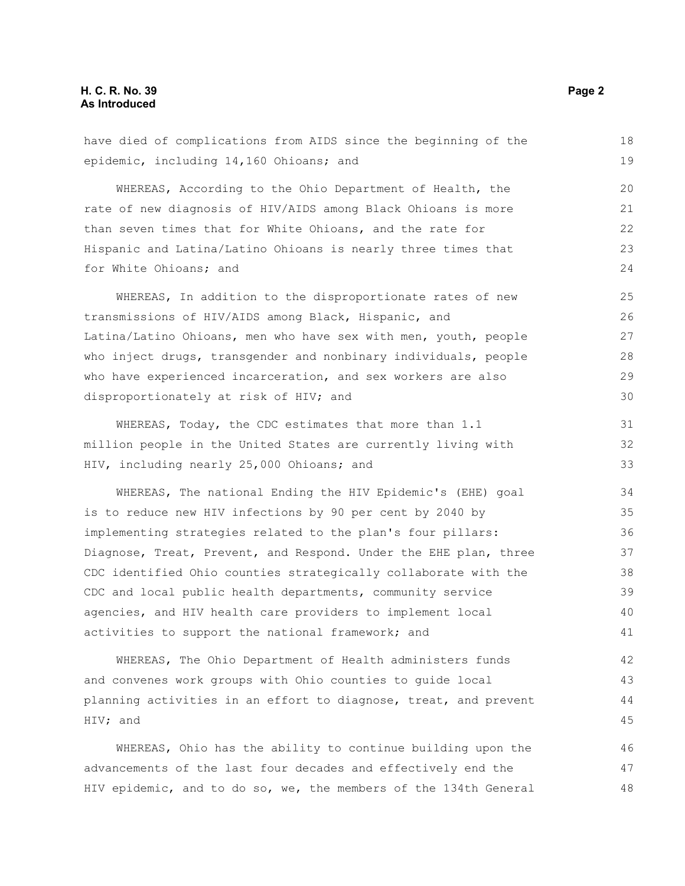have died of complications from AIDS since the beginning of the epidemic, including 14,160 Ohioans; and

WHEREAS, According to the Ohio Department of Health, the rate of new diagnosis of HIV/AIDS among Black Ohioans is more than seven times that for White Ohioans, and the rate for Hispanic and Latina/Latino Ohioans is nearly three times that for White Ohioans; and

WHEREAS, In addition to the disproportionate rates of new transmissions of HIV/AIDS among Black, Hispanic, and Latina/Latino Ohioans, men who have sex with men, youth, people who inject drugs, transgender and nonbinary individuals, people who have experienced incarceration, and sex workers are also disproportionately at risk of HIV; and

WHEREAS, Today, the CDC estimates that more than 1.1 million people in the United States are currently living with HIV, including nearly 25,000 Ohioans; and

WHEREAS, The national Ending the HIV Epidemic's (EHE) goal is to reduce new HIV infections by 90 per cent by 2040 by implementing strategies related to the plan's four pillars: Diagnose, Treat, Prevent, and Respond. Under the EHE plan, three CDC identified Ohio counties strategically collaborate with the CDC and local public health departments, community service agencies, and HIV health care providers to implement local activities to support the national framework; and

WHEREAS, The Ohio Department of Health administers funds and convenes work groups with Ohio counties to guide local planning activities in an effort to diagnose, treat, and prevent HIV; and

WHEREAS, Ohio has the ability to continue building upon the advancements of the last four decades and effectively end the HIV epidemic, and to do so, we, the members of the 134th General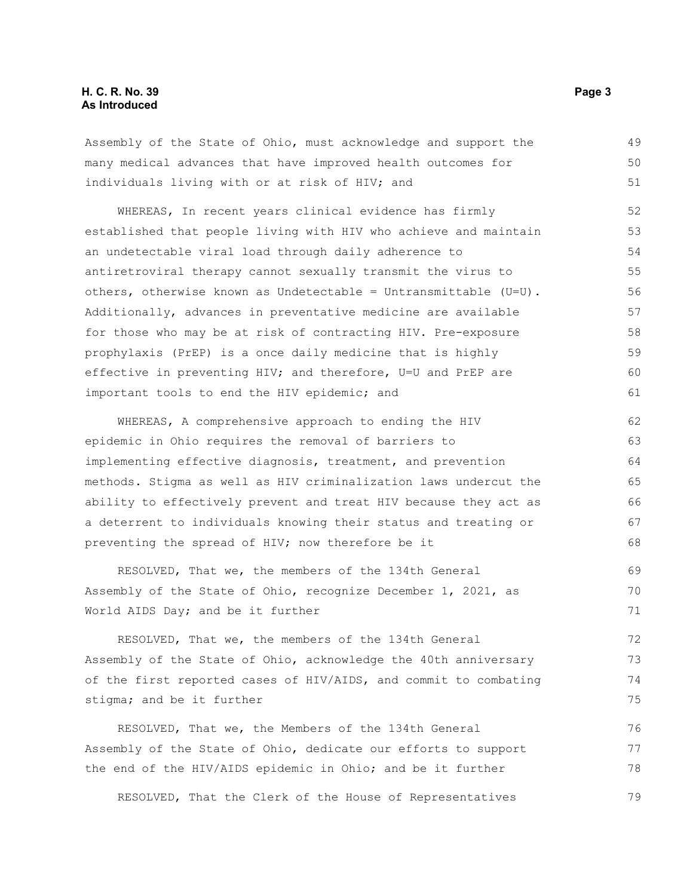Assembly of the State of Ohio, must acknowledge and support the many medical advances that have improved health outcomes for individuals living with or at risk of HIV; and

WHEREAS, In recent years clinical evidence has firmly established that people living with HIV who achieve and maintain an undetectable viral load through daily adherence to antiretroviral therapy cannot sexually transmit the virus to others, otherwise known as Undetectable = Untransmittable (U=U). Additionally, advances in preventative medicine are available for those who may be at risk of contracting HIV. Pre-exposure prophylaxis (PrEP) is a once daily medicine that is highly effective in preventing HIV; and therefore, U=U and PrEP are important tools to end the HIV epidemic; and

WHEREAS, A comprehensive approach to ending the HIV epidemic in Ohio requires the removal of barriers to implementing effective diagnosis, treatment, and prevention methods. Stigma as well as HIV criminalization laws undercut the ability to effectively prevent and treat HIV because they act as a deterrent to individuals knowing their status and treating or preventing the spread of HIV; now therefore be it

RESOLVED, That we, the members of the 134th General Assembly of the State of Ohio, recognize December 1, 2021, as World AIDS Day; and be it further

RESOLVED, That we, the members of the 134th General Assembly of the State of Ohio, acknowledge the 40th anniversary of the first reported cases of HIV/AIDS, and commit to combating stigma; and be it further

RESOLVED, That we, the Members of the 134th General Assembly of the State of Ohio, dedicate our efforts to support the end of the HIV/AIDS epidemic in Ohio; and be it further

RESOLVED, That the Clerk of the House of Representatives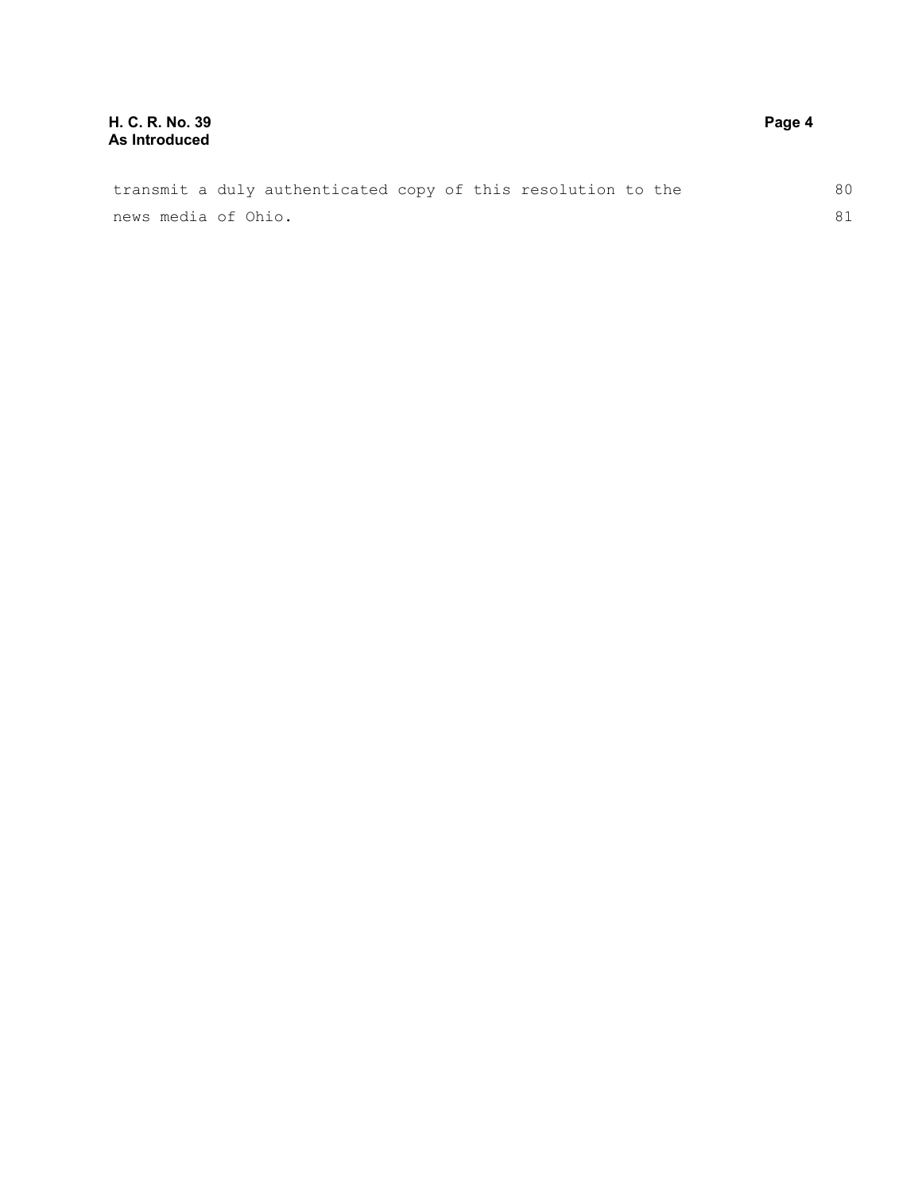transmit a duly authenticated copy of this resolution to the news media of Ohio.